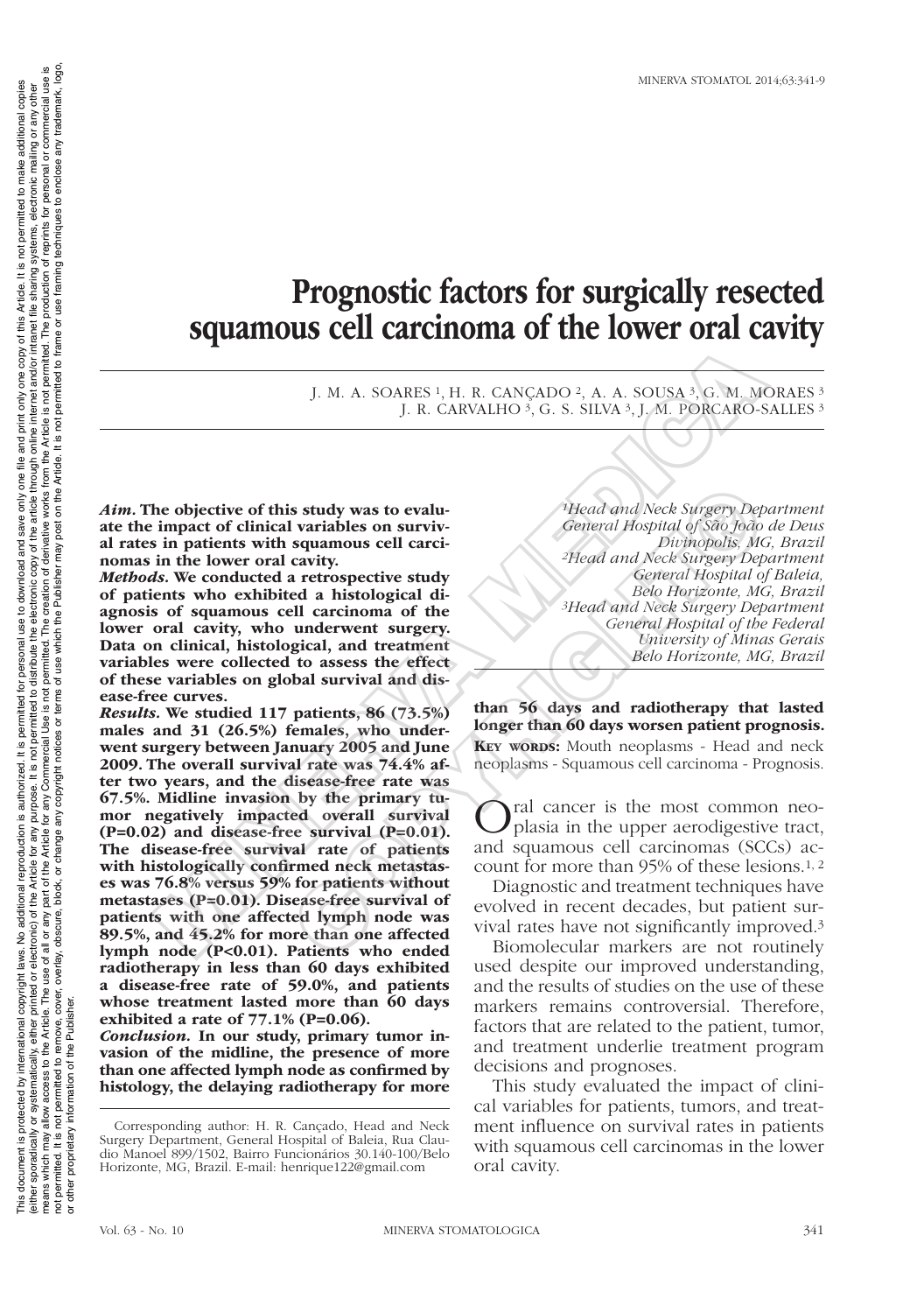# Prognostic factors for surgically resected squamous cell carcinoma of the lower oral cavity

J. M. A. SOARES [1], H. R. CANÇADO [2], A. A. SOUSA [3], G. M. MORAES [3]
J. R. CARVALHO [3], G. S. SILVA [3], J. M. PORCARO-SALLES [3]

[1]*Head and Neck Surgery Department General Hospital of São João de Deus Divinópolis, MG, Brazil*
[2]*Head and Neck Surgery Department General Hospital of Baleia, Belo Horizonte, MG, Brazil*
[3]*Head and Neck Surgery Department General Hospital of the Federal University of Minas Gerais Belo Horizonte, MG, Brazil*

***Aim.*** **The objective of this study was to evaluate the impact of clinical variables on survival rates in patients with squamous cell carcinomas in the lower oral cavity.**

***Methods.*** **We conducted a retrospective study of patients who exhibited a histological diagnosis of squamous cell carcinoma of the lower oral cavity, who underwent surgery. Data on clinical, histological, and treatment variables were collected to assess the effect of these variables on global survival and disease-free curves.**

***Results.*** **We studied 117 patients, 86 (73.5%) males and 31 (26.5%) females, who underwent surgery between January 2005 and June 2009. The overall survival rate was 74.4% after two years, and the disease-free rate was 67.5%. Midline invasion by the primary tumor negatively impacted overall survival (P=0.02) and disease-free survival (P=0.01). The disease-free survival rate of patients with histologically confirmed neck metastases was 76.8% versus 59% for patients without metastases (P=0.01). Disease-free survival of patients with one affected lymph node was 89.5%, and 45.2% for more than one affected lymph node (P<0.01). Patients who ended radiotherapy in less than 60 days exhibited a disease-free rate of 59.0%, and patients whose treatment lasted more than 60 days exhibited a rate of 77.1% (P=0.06).**

***Conclusion.*** **In our study, primary tumor invasion of the midline, the presence of more than one affected lymph node as confirmed by histology, the delaying radiotherapy for more than 56 days and radiotherapy that lasted longer than 60 days worsen patient prognosis.**

**Key words:** Mouth neoplasms - Head and neck neoplasms - Squamous cell carcinoma - Prognosis.

Corresponding author: H. R. Cançado, Head and Neck Surgery Department, General Hospital of Baleia, Rua Claudio Manoel 899/1502, Bairro Funcionários 30.140-100/Belo Horizonte, MG, Brazil. E-mail: henrique122@gmail.com

Oral cancer is the most common neoplasia in the upper aerodigestive tract, and squamous cell carcinomas (SCCs) account for more than 95% of these lesions.[1, 2]

Diagnostic and treatment techniques have evolved in recent decades, but patient survival rates have not significantly improved.[3]

Biomolecular markers are not routinely used despite our improved understanding, and the results of studies on the use of these markers remains controversial. Therefore, factors that are related to the patient, tumor, and treatment underlie treatment program decisions and prognoses.

This study evaluated the impact of clinical variables for patients, tumors, and treatment influence on survival rates in patients with squamous cell carcinomas in the lower oral cavity.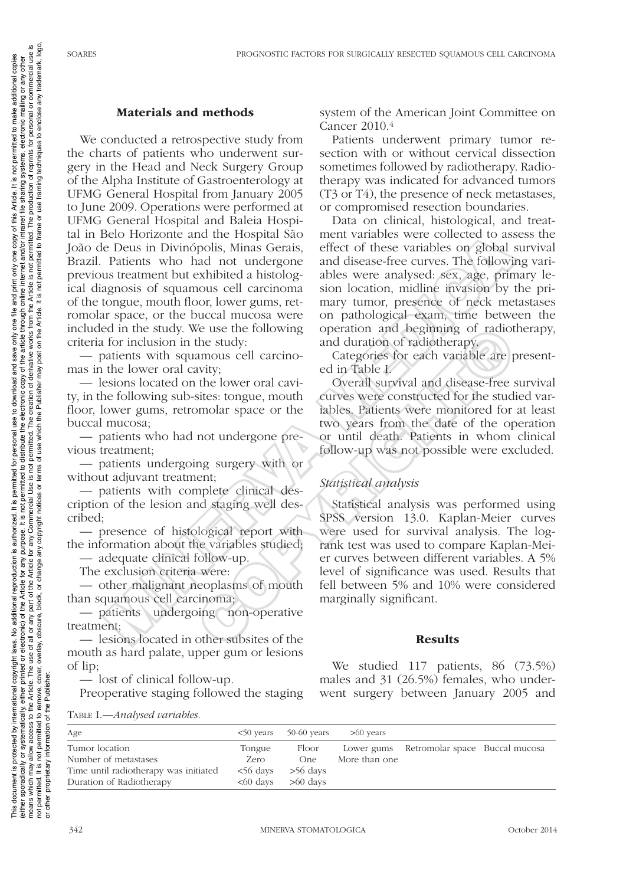## Materials and methods

We conducted a retrospective study from the charts of patients who underwent surgery in the Head and Neck Surgery Group of the Alpha Institute of Gastroenterology at UFMG General Hospital from January 2005 to June 2009. Operations were performed at UFMG General Hospital and Baleia Hospital in Belo Horizonte and the Hospital São João de Deus in Divinópolis, Minas Gerais, Brazil. Patients who had not undergone previous treatment but exhibited a histological diagnosis of squamous cell carcinoma of the tongue, mouth floor, lower gums, retromolar space, or the buccal mucosa were included in the study. We use the following criteria for inclusion in the study:

— patients with squamous cell carcinomas in the lower oral cavity;

— lesions located on the lower oral cavity, in the following sub-sites: tongue, mouth floor, lower gums, retromolar space or the buccal mucosa;

— patients who had not undergone previous treatment;

— patients undergoing surgery with or without adjuvant treatment;

— patients with complete clinical description of the lesion and staging well described;

— presence of histological report with the information about the variables studied;

— adequate clinical follow-up.

The exclusion criteria were:

— other malignant neoplasms of mouth than squamous cell carcinoma;

— patients undergoing non-operative treatment;

— lesions located in other subsites of the mouth as hard palate, upper gum or lesions of lip;

— lost of clinical follow-up.

Preoperative staging followed the staging system of the American Joint Committee on Cancer 2010.[4]

Patients underwent primary tumor resection with or without cervical dissection sometimes followed by radiotherapy. Radiotherapy was indicated for advanced tumors (T3 or T4), the presence of neck metastases, or compromised resection boundaries.

Data on clinical, histological, and treatment variables were collected to assess the effect of these variables on global survival and disease-free curves. The following variables were analysed: sex, age, primary lesion location, midline invasion by the primary tumor, presence of neck metastases on pathological exam, time between the operation and beginning of radiotherapy, and duration of radiotherapy.

Categories for each variable are presented in Table I.

Overall survival and disease-free survival curves were constructed for the studied variables. Patients were monitored for at least two years from the date of the operation or until death. Patients in whom clinical follow-up was not possible were excluded.

### *Statistical analysis*

Statistical analysis was performed using SPSS version 13.0. Kaplan-Meier curves were used for survival analysis. The log-rank test was used to compare Kaplan-Meier curves between different variables. A 5% level of significance was used. Results that fell between 5% and 10% were considered marginally significant.

## Results

We studied 117 patients, 86 (73.5%) males and 31 (26.5%) females, who underwent surgery between January 2005 and

Table I.—*Analysed variables.*

| Age | <50 years | 50-60 years | >60 years | | |
|---|---|---|---|---|---|
| Tumor location | Tongue | Floor | Lower gums | Retromolar space | Buccal mucosa |
| Number of metastases | Zero | One | More than one | | |
| Time until radiotherapy was initiated | <56 days | >56 days | | | |
| Duration of Radiotherapy | <60 days | >60 days | | | |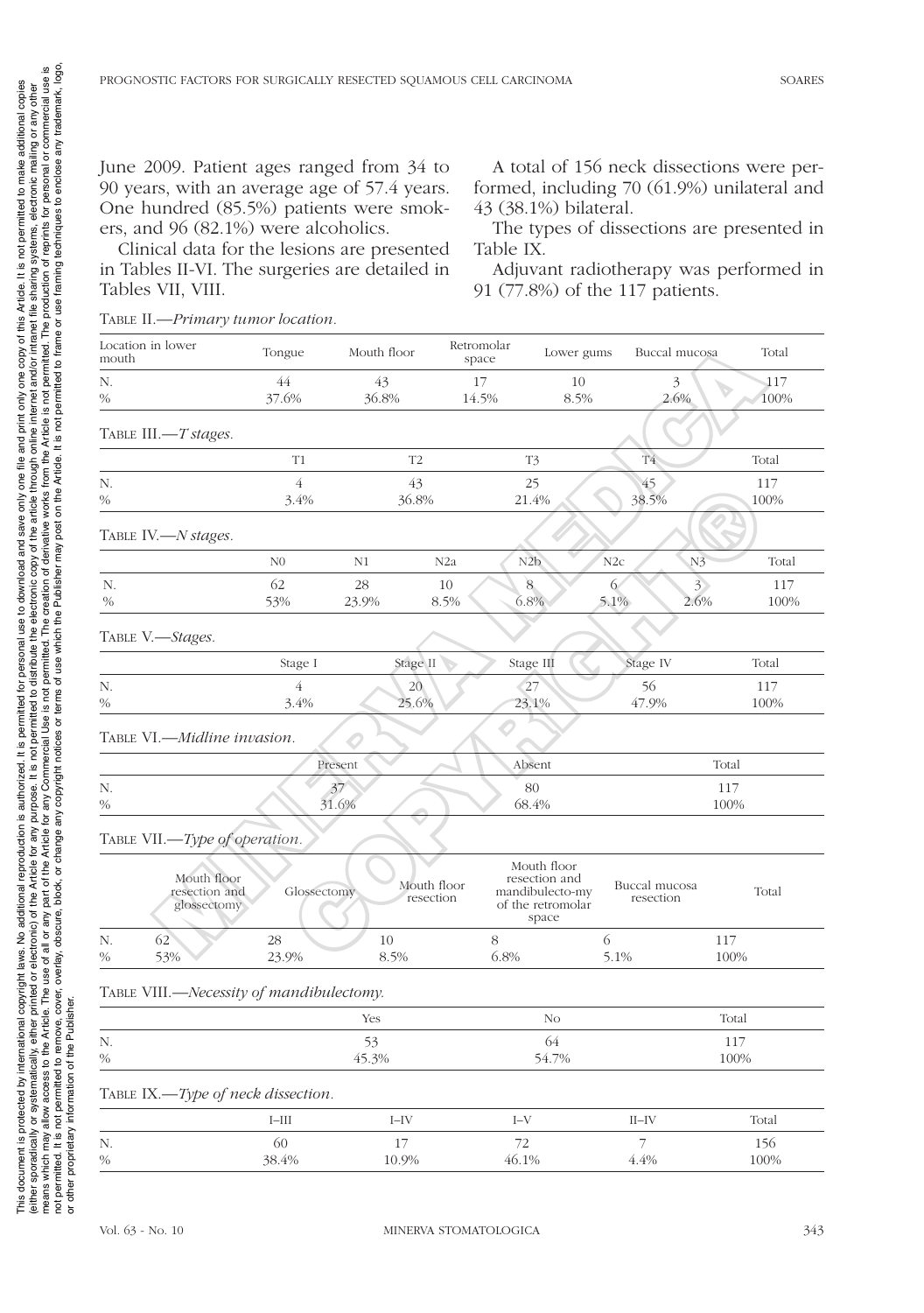June 2009. Patient ages ranged from 34 to 90 years, with an average age of 57.4 years. One hundred (85.5%) patients were smokers, and 96 (82.1%) were alcoholics.

Clinical data for the lesions are presented in Tables II-VI. The surgeries are detailed in Tables VII, VIII.

A total of 156 neck dissections were performed, including 70 (61.9%) unilateral and 43 (38.1%) bilateral.

The types of dissections are presented in Table IX.

Adjuvant radiotherapy was performed in 91 (77.8%) of the 117 patients.

TABLE II.—*Primary tumor location.*

| Location in lower mouth | Tongue | Mouth floor | Retromolar space | Lower gums | Buccal mucosa | Total |
|---|---|---|---|---|---|---|
| N. | 44 | 43 | 17 | 10 | 3 | 117 |
| % | 37.6% | 36.8% | 14.5% | 8.5% | 2.6% | 100% |

TABLE III.—*T stages.*

| | T1 | T2 | T3 | T4 | Total |
|---|---|---|---|---|---|
| N. | 4 | 43 | 25 | 45 | 117 |
| % | 3.4% | 36.8% | 21.4% | 38.5% | 100% |

TABLE IV.—*N stages.*

| | N0 | N1 | N2a | N2b | N2c | N3 | Total |
|---|---|---|---|---|---|---|---|
| N. | 62 | 28 | 10 | 8 | 6 | 3 | 117 |
| % | 53% | 23.9% | 8.5% | 6.8% | 5.1% | 2.6% | 100% |

TABLE V.—*Stages.*

| | Stage I | Stage II | Stage III | Stage IV | Total |
|---|---|---|---|---|---|
| N. | 4 | 20 | 27 | 56 | 117 |
| % | 3.4% | 25.6% | 23.1% | 47.9% | 100% |

TABLE VI.—*Midline invasion.*

| | Present | Absent | Total |
|---|---|---|---|
| N. | 37 | 80 | 117 |
| % | 31.6% | 68.4% | 100% |

TABLE VII.—*Type of operation.*

| | Mouth floor resection and glossectomy | Glossectomy | Mouth floor resection | Mouth floor resection and mandibulecto-my of the retromolar space | Buccal mucosa resection | Total |
|---|---|---|---|---|---|---|
| N. | 62 | 28 | 10 | 8 | 6 | 117 |
| % | 53% | 23.9% | 8.5% | 6.8% | 5.1% | 100% |

TABLE VIII.—*Necessity of mandibulectomy.*

| | Yes | No | Total |
|---|---|---|---|
| N. | 53 | 64 | 117 |
| % | 45.3% | 54.7% | 100% |

TABLE IX.—*Type of neck dissection.*

| | I–III | I–IV | I–V | II–IV | Total |
|---|---|---|---|---|---|
| N. | 60 | 17 | 72 | 7 | 156 |
| % | 38.4% | 10.9% | 46.1% | 4.4% | 100% |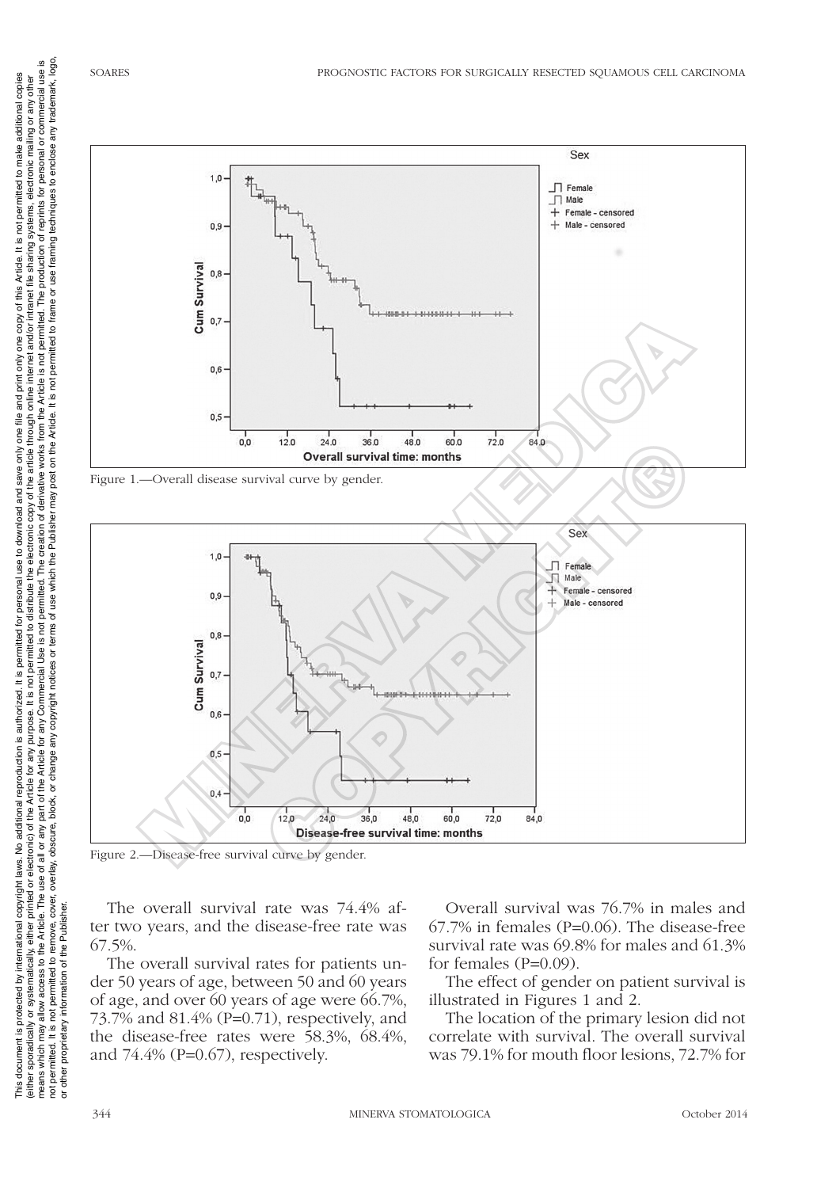Figure 1.—Overall disease survival curve by gender.

Figure 2.—Disease-free survival curve by gender.

The overall survival rate was 74.4% after two years, and the disease-free rate was 67.5%.

The overall survival rates for patients under 50 years of age, between 50 and 60 years of age, and over 60 years of age were 66.7%, 73.7% and 81.4% (P=0.71), respectively, and the disease-free rates were 58.3%, 68.4%, and 74.4% (P=0.67), respectively.

Overall survival was 76.7% in males and 67.7% in females (P=0.06). The disease-free survival rate was 69.8% for males and 61.3% for females (P=0.09).

The effect of gender on patient survival is illustrated in Figures 1 and 2.

The location of the primary lesion did not correlate with survival. The overall survival was 79.1% for mouth floor lesions, 72.7% for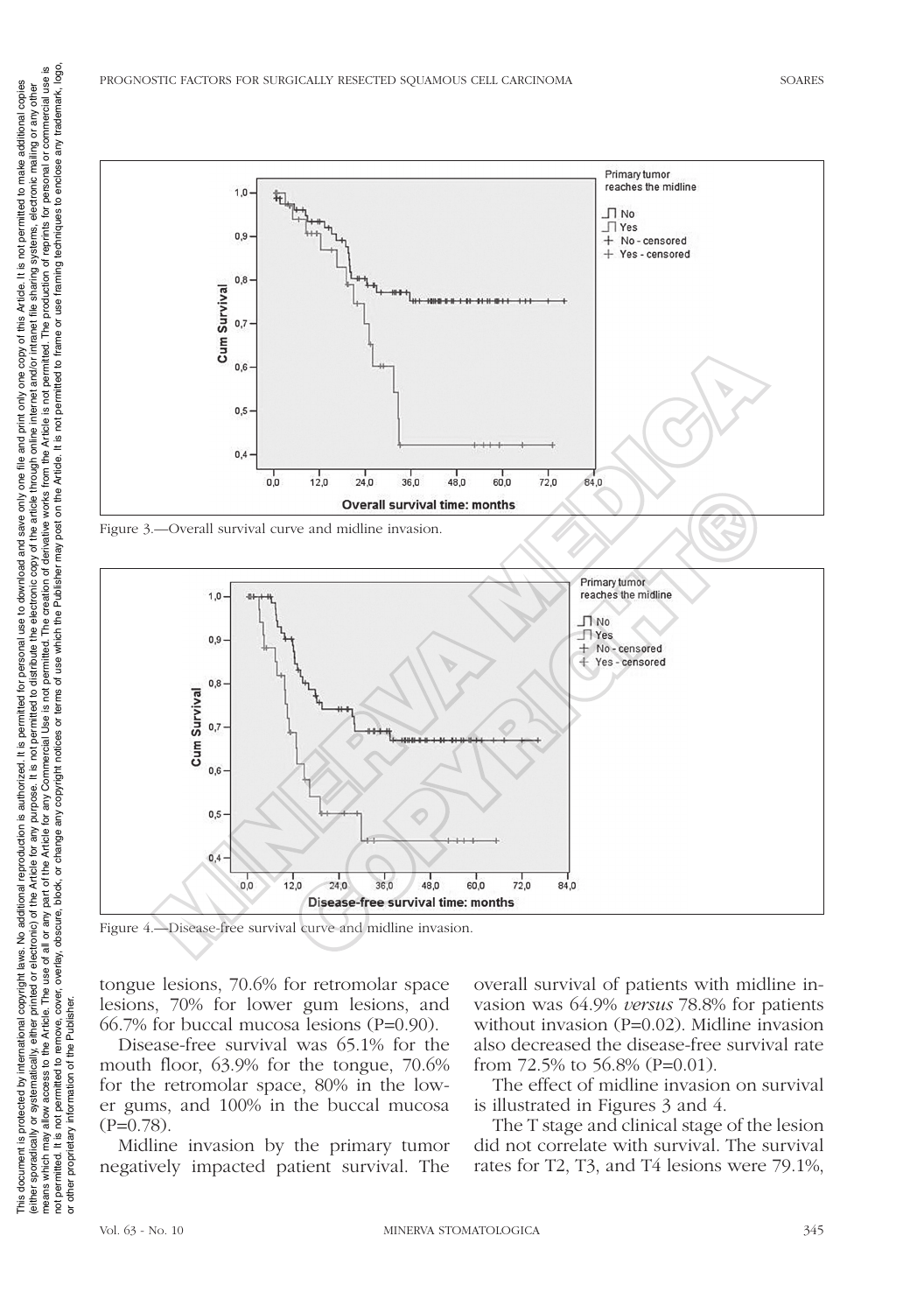Figure 3.—Overall survival curve and midline invasion.

Figure 4.—Disease-free survival curve and midline invasion.

tongue lesions, 70.6% for retromolar space lesions, 70% for lower gum lesions, and 66.7% for buccal mucosa lesions (P=0.90).

Disease-free survival was 65.1% for the mouth floor, 63.9% for the tongue, 70.6% for the retromolar space, 80% in the lower gums, and 100% in the buccal mucosa (P=0.78).

Midline invasion by the primary tumor negatively impacted patient survival. The overall survival of patients with midline invasion was 64.9% *versus* 78.8% for patients without invasion (P=0.02). Midline invasion also decreased the disease-free survival rate from 72.5% to 56.8% (P=0.01).

The effect of midline invasion on survival is illustrated in Figures 3 and 4.

The T stage and clinical stage of the lesion did not correlate with survival. The survival rates for T2, T3, and T4 lesions were 79.1%,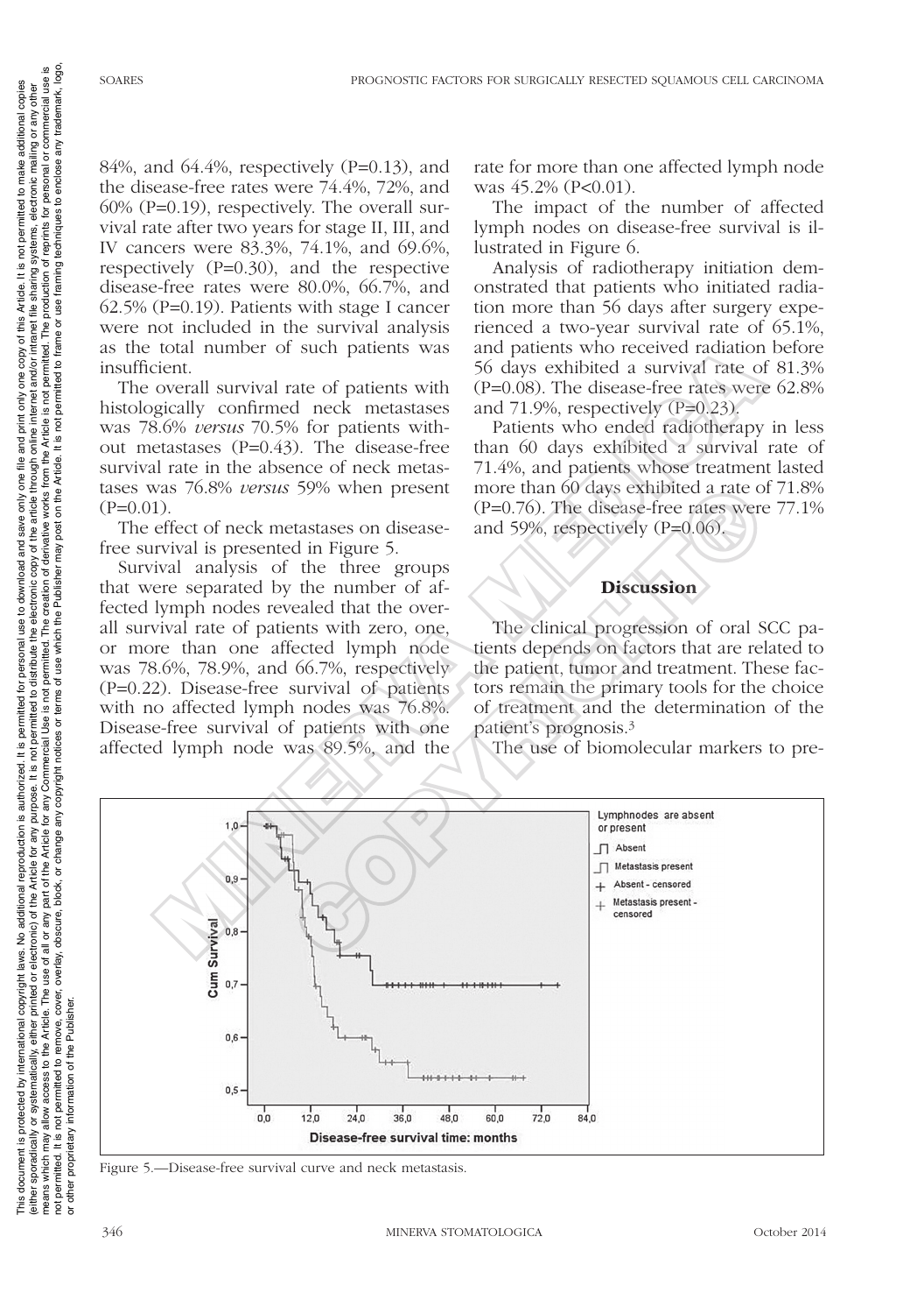84%, and 64.4%, respectively (P=0.13), and the disease-free rates were 74.4%, 72%, and 60% (P=0.19), respectively. The overall survival rate after two years for stage II, III, and IV cancers were 83.3%, 74.1%, and 69.6%, respectively (P=0.30), and the respective disease-free rates were 80.0%, 66.7%, and 62.5% (P=0.19). Patients with stage I cancer were not included in the survival analysis as the total number of such patients was insufficient.

The overall survival rate of patients with histologically confirmed neck metastases was 78.6% *versus* 70.5% for patients without metastases (P=0.43). The disease-free survival rate in the absence of neck metastases was 76.8% *versus* 59% when present (P=0.01).

The effect of neck metastases on disease-free survival is presented in Figure 5.

Survival analysis of the three groups that were separated by the number of affected lymph nodes revealed that the overall survival rate of patients with zero, one, or more than one affected lymph node was 78.6%, 78.9%, and 66.7%, respectively (P=0.22). Disease-free survival of patients with no affected lymph nodes was 76.8%. Disease-free survival of patients with one affected lymph node was 89.5%, and the rate for more than one affected lymph node was 45.2% (P<0.01).

The impact of the number of affected lymph nodes on disease-free survival is illustrated in Figure 6.

Analysis of radiotherapy initiation demonstrated that patients who initiated radiation more than 56 days after surgery experienced a two-year survival rate of 65.1%, and patients who received radiation before 56 days exhibited a survival rate of 81.3% (P=0.08). The disease-free rates were 62.8% and 71.9%, respectively (P=0.23).

Patients who ended radiotherapy in less than 60 days exhibited a survival rate of 71.4%, and patients whose treatment lasted more than 60 days exhibited a rate of 71.8% (P=0.76). The disease-free rates were 77.1% and 59%, respectively (P=0.06).

## Discussion

The clinical progression of oral SCC patients depends on factors that are related to the patient, tumor and treatment. These factors remain the primary tools for the choice of treatment and the determination of the patient's prognosis.[3]

The use of biomolecular markers to pre-

Figure 5.—Disease-free survival curve and neck metastasis.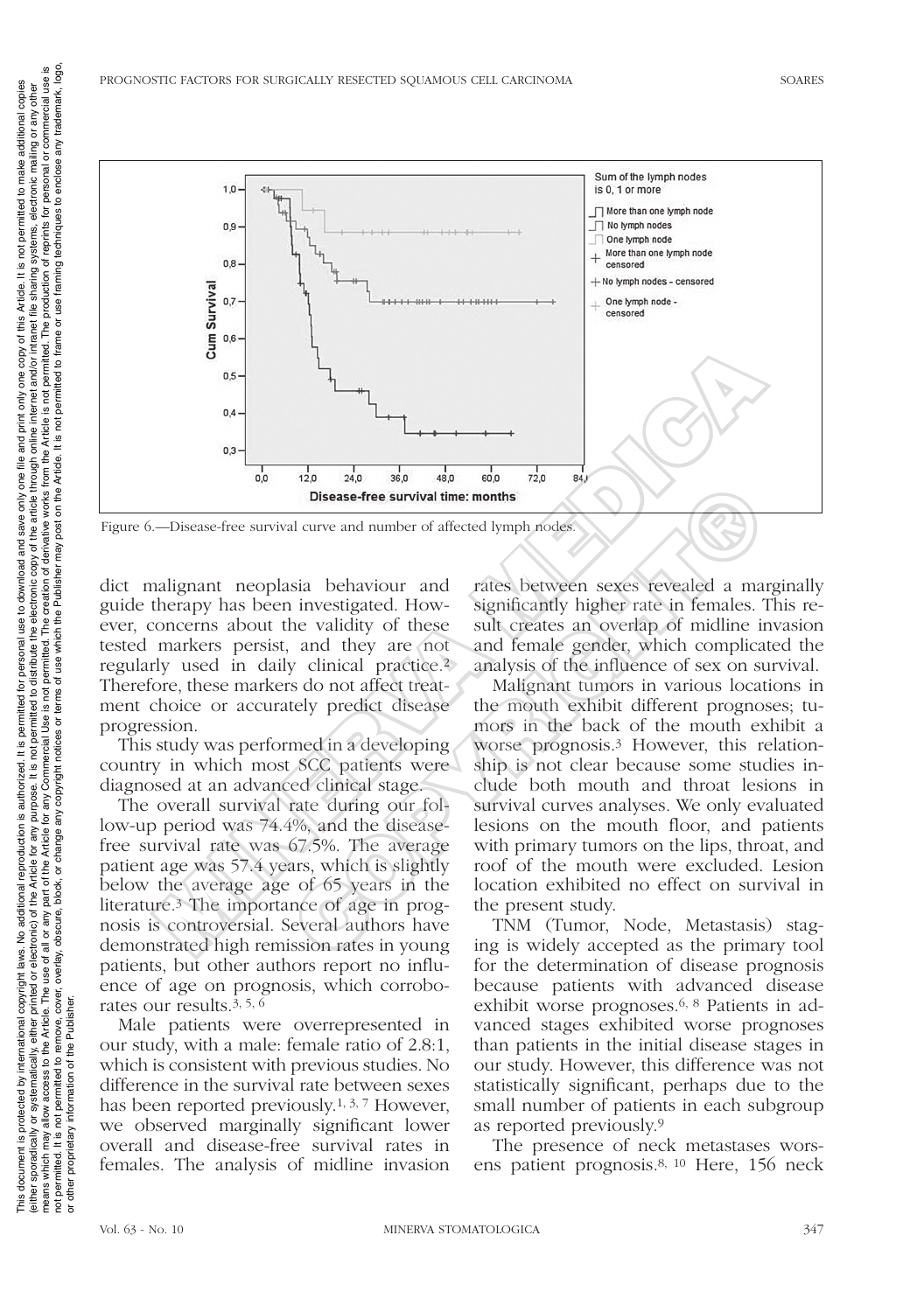Figure 6.—Disease-free survival curve and number of affected lymph nodes.

dict malignant neoplasia behaviour and guide therapy has been investigated. However, concerns about the validity of these tested markers persist, and they are not regularly used in daily clinical practice.[2] Therefore, these markers do not affect treatment choice or accurately predict disease progression.

This study was performed in a developing country in which most SCC patients were diagnosed at an advanced clinical stage.

The overall survival rate during our follow-up period was 74.4%, and the disease-free survival rate was 67.5%. The average patient age was 57.4 years, which is slightly below the average age of 65 years in the literature.[3] The importance of age in prognosis is controversial. Several authors have demonstrated high remission rates in young patients, but other authors report no influence of age on prognosis, which corroborates our results.[3, 5, 6]

Male patients were overrepresented in our study, with a male: female ratio of 2.8:1, which is consistent with previous studies. No difference in the survival rate between sexes has been reported previously.[1, 3, 7] However, we observed marginally significant lower overall and disease-free survival rates in females. The analysis of midline invasion rates between sexes revealed a marginally significantly higher rate in females. This result creates an overlap of midline invasion and female gender, which complicated the analysis of the influence of sex on survival.

Malignant tumors in various locations in the mouth exhibit different prognoses; tumors in the back of the mouth exhibit a worse prognosis.[3] However, this relationship is not clear because some studies include both mouth and throat lesions in survival curves analyses. We only evaluated lesions on the mouth floor, and patients with primary tumors on the lips, throat, and roof of the mouth were excluded. Lesion location exhibited no effect on survival in the present study.

TNM (Tumor, Node, Metastasis) staging is widely accepted as the primary tool for the determination of disease prognosis because patients with advanced disease exhibit worse prognoses.[6, 8] Patients in advanced stages exhibited worse prognoses than patients in the initial disease stages in our study. However, this difference was not statistically significant, perhaps due to the small number of patients in each subgroup as reported previously.[9]

The presence of neck metastases worsens patient prognosis.[8, 10] Here, 156 neck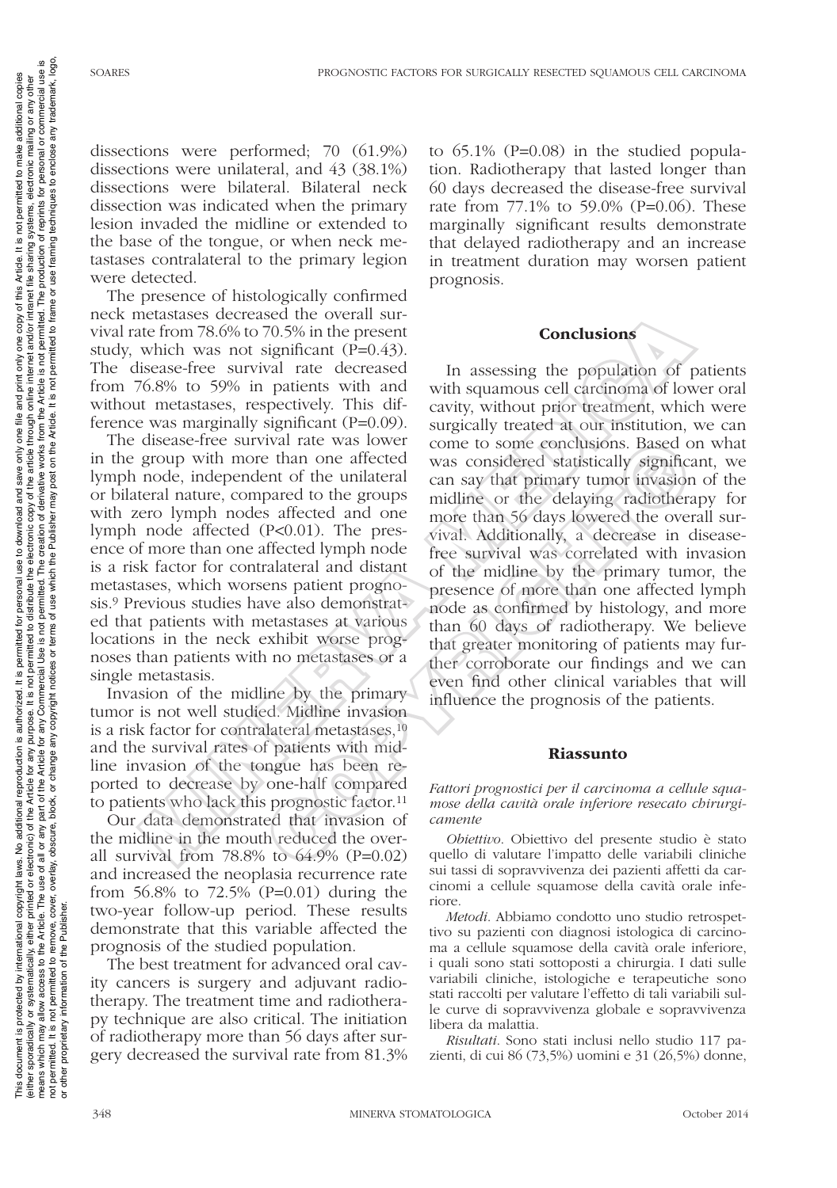dissections were performed; 70 (61.9%) dissections were unilateral, and 43 (38.1%) dissections were bilateral. Bilateral neck dissection was indicated when the primary lesion invaded the midline or extended to the base of the tongue, or when neck metastases contralateral to the primary legion were detected.

The presence of histologically confirmed neck metastases decreased the overall survival rate from 78.6% to 70.5% in the present study, which was not significant (P=0.43). The disease-free survival rate decreased from 76.8% to 59% in patients with and without metastases, respectively. This difference was marginally significant (P=0.09).

The disease-free survival rate was lower in the group with more than one affected lymph node, independent of the unilateral or bilateral nature, compared to the groups with zero lymph nodes affected and one lymph node affected (P<0.01). The presence of more than one affected lymph node is a risk factor for contralateral and distant metastases, which worsens patient prognosis.[9] Previous studies have also demonstrated that patients with metastases at various locations in the neck exhibit worse prognoses than patients with no metastases or a single metastasis.

Invasion of the midline by the primary tumor is not well studied. Midline invasion is a risk factor for contralateral metastases,[10] and the survival rates of patients with midline invasion of the tongue has been reported to decrease by one-half compared to patients who lack this prognostic factor.[11]

Our data demonstrated that invasion of the midline in the mouth reduced the overall survival from 78.8% to 64.9% (P=0.02) and increased the neoplasia recurrence rate from 56.8% to 72.5% (P=0.01) during the two-year follow-up period. These results demonstrate that this variable affected the prognosis of the studied population.

The best treatment for advanced oral cavity cancers is surgery and adjuvant radiotherapy. The treatment time and radiotherapy technique are also critical. The initiation of radiotherapy more than 56 days after surgery decreased the survival rate from 81.3% to 65.1% (P=0.08) in the studied population. Radiotherapy that lasted longer than 60 days decreased the disease-free survival rate from 77.1% to 59.0% (P=0.06). These marginally significant results demonstrate that delayed radiotherapy and an increase in treatment duration may worsen patient prognosis.

## Conclusions

In assessing the population of patients with squamous cell carcinoma of lower oral cavity, without prior treatment, which were surgically treated at our institution, we can come to some conclusions. Based on what was considered statistically significant, we can say that primary tumor invasion of the midline or the delaying radiotherapy for more than 56 days lowered the overall survival. Additionally, a decrease in disease-free survival was correlated with invasion of the midline by the primary tumor, the presence of more than one affected lymph node as confirmed by histology, and more than 60 days of radiotherapy. We believe that greater monitoring of patients may further corroborate our findings and we can even find other clinical variables that will influence the prognosis of the patients.

## Riassunto

*Fattori prognostici per il carcinoma a cellule squamose della cavità orale inferiore resecato chirurgicamente*

*Obiettivo.* Obiettivo del presente studio è stato quello di valutare l'impatto delle variabili cliniche sui tassi di sopravvivenza dei pazienti affetti da carcinomi a cellule squamose della cavità orale inferiore.

*Metodi.* Abbiamo condotto uno studio retrospettivo su pazienti con diagnosi istologica di carcinoma a cellule squamose della cavità orale inferiore, i quali sono stati sottoposti a chirurgia. I dati sulle variabili cliniche, istologiche e terapeutiche sono stati raccolti per valutare l'effetto di tali variabili sulle curve di sopravvivenza globale e sopravvivenza libera da malattia.

*Risultati.* Sono stati inclusi nello studio 117 pazienti, di cui 86 (73,5%) uomini e 31 (26,5%) donne,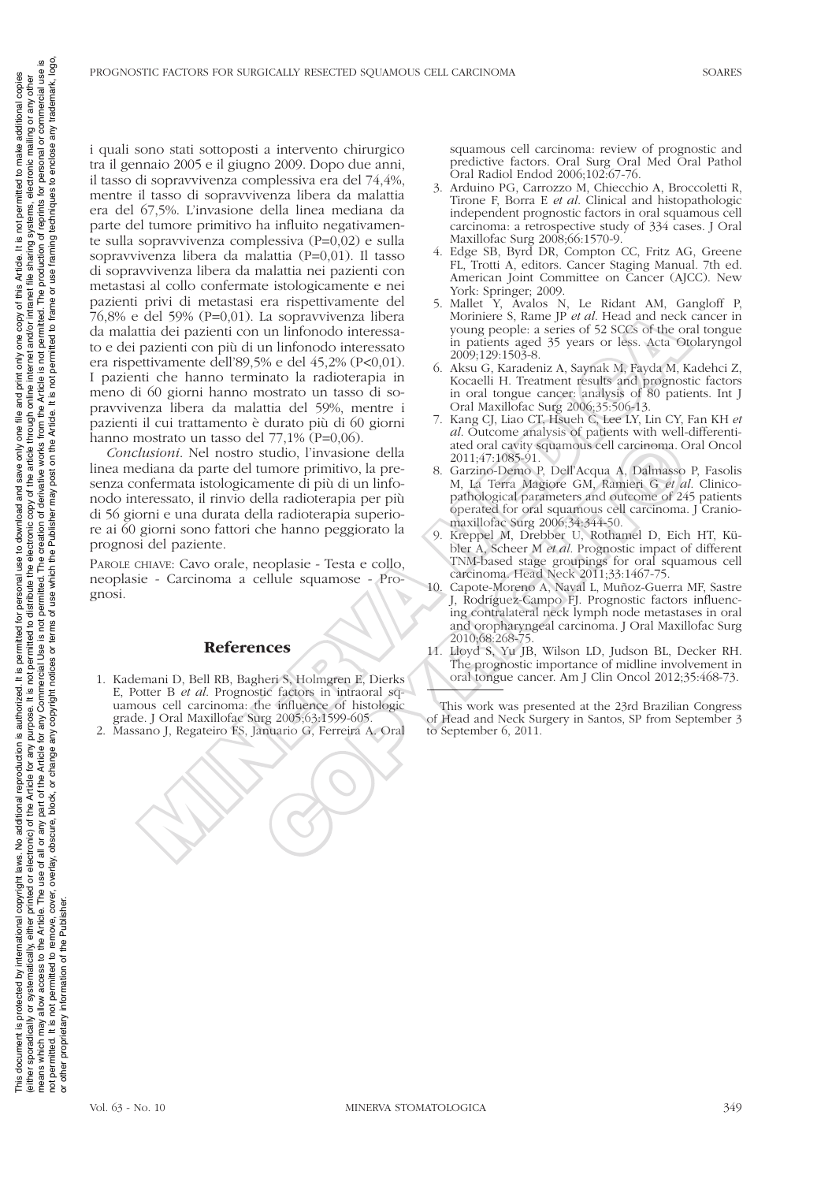i quali sono stati sottoposti a intervento chirurgico tra il gennaio 2005 e il giugno 2009. Dopo due anni, il tasso di sopravvivenza complessiva era del 74,4%, mentre il tasso di sopravvivenza libera da malattia era del 67,5%. L'invasione della linea mediana da parte del tumore primitivo ha influito negativamente sulla sopravvivenza complessiva (P=0,02) e sulla sopravvivenza libera da malattia (P=0,01). Il tasso di sopravvivenza libera da malattia nei pazienti con metastasi al collo confermate istologicamente e nei pazienti privi di metastasi era rispettivamente del 76,8% e del 59% (P=0,01). La sopravvivenza libera da malattia dei pazienti con un linfonodo interessato e dei pazienti con più di un linfonodo interessato era rispettivamente dell'89,5% e del 45,2% (P<0,01). I pazienti che hanno terminato la radioterapia in meno di 60 giorni hanno mostrato un tasso di sopravvivenza libera da malattia del 59%, mentre i pazienti il cui trattamento è durato più di 60 giorni hanno mostrato un tasso del 77,1% (P=0,06).

*Conclusioni*. Nel nostro studio, l'invasione della linea mediana da parte del tumore primitivo, la presenza confermata istologicamente di più di un linfonodo interessato, il rinvio della radioterapia per più di 56 giorni e una durata della radioterapia superiore ai 60 giorni sono fattori che hanno peggiorato la prognosi del paziente.

PAROLE CHIAVE: Cavo orale, neoplasie - Testa e collo, neoplasie - Carcinoma a cellule squamose - Prognosi.

## References

1. Kademani D, Bell RB, Bagheri S, Holmgren E, Dierks E, Potter B *et al*. Prognostic factors in intraoral squamous cell carcinoma: the influence of histologic grade. J Oral Maxillofac Surg 2005;63:1599-605.
2. Massano J, Regateiro FS, Januário G, Ferreira A. Oral squamous cell carcinoma: review of prognostic and predictive factors. Oral Surg Oral Med Oral Pathol Oral Radiol Endod 2006;102:67-76.
3. Arduino PG, Carrozzo M, Chiecchio A, Broccoletti R, Tirone F, Borra E *et al*. Clinical and histopathologic independent prognostic factors in oral squamous cell carcinoma: a retrospective study of 334 cases. J Oral Maxillofac Surg 2008;66:1570-9.
4. Edge SB, Byrd DR, Compton CC, Fritz AG, Greene FL, Trotti A, editors. Cancer Staging Manual. 7th ed. American Joint Committee on Cancer (AJCC). New York: Springer; 2009.
5. Mallet Y, Avalos N, Le Ridant AM, Gangloff P, Moriniere S, Rame JP *et al*. Head and neck cancer in young people: a series of 52 SCCs of the oral tongue in patients aged 35 years or less. Acta Otolaryngol 2009;129:1503-8.
6. Aksu G, Karadeniz A, Saynak M, Fayda M, Kadehci Z, Kocaelli H. Treatment results and prognostic factors in oral tongue cancer: analysis of 80 patients. Int J Oral Maxillofac Surg 2006;35:506-13.
7. Kang CJ, Liao CT, Hsueh C, Lee LY, Lin CY, Fan KH *et al*. Outcome analysis of patients with well-differentiated oral cavity squamous cell carcinoma. Oral Oncol 2011;47:1085-91.
8. Garzino-Demo P, Dell'Acqua A, Dalmasso P, Fasolis M, La Terra Magiore GM, Ramieri G *et al*. Clinicopathological parameters and outcome of 245 patients operated for oral squamous cell carcinoma. J Craniomaxillofac Surg 2006;34:344-50.
9. Kreppel M, Drebber U, Rothamel D, Eich HT, Kübler A, Scheer M *et al*. Prognostic impact of different TNM-based stage groupings for oral squamous cell carcinoma. Head Neck 2011;33:1467-75.
10. Capote-Moreno A, Naval L, Muñoz-Guerra MF, Sastre J, Rodríguez-Campo FJ. Prognostic factors influencing contralateral neck lymph node metastases in oral and oropharyngeal carcinoma. J Oral Maxillofac Surg 2010;68:268-75.
11. Lloyd S, Yu JB, Wilson LD, Judson BL, Decker RH. The prognostic importance of midline involvement in oral tongue cancer. Am J Clin Oncol 2012;35:468-73.

This work was presented at the 23rd Brazilian Congress of Head and Neck Surgery in Santos, SP from September 3 to September 6, 2011.